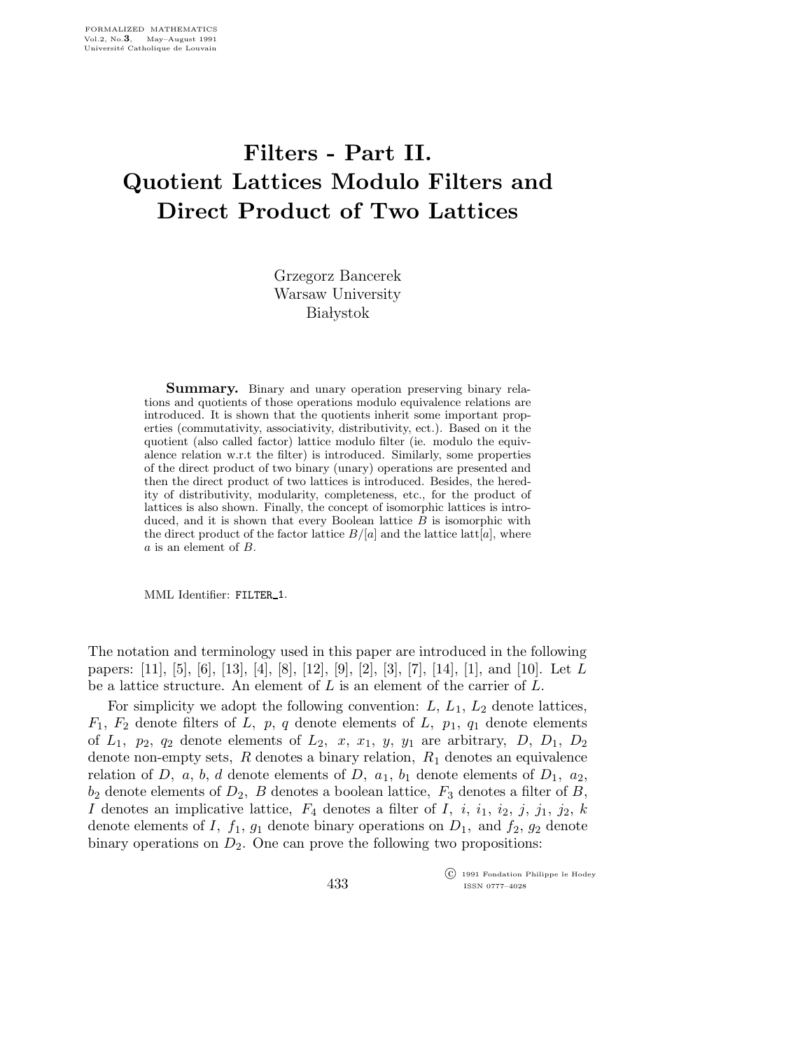# Filters - Part II. Quotient Lattices Modulo Filters and Direct Product of Two Lattices

Grzegorz Bancerek
Warsaw University
Białystok

**Summary.** Binary and unary operation preserving binary relations and quotients of those operations modulo equivalence relations are introduced. It is shown that the quotients inherit some important properties (commutativity, associativity, distributivity, ect.). Based on it the quotient (also called factor) lattice modulo filter (ie. modulo the equivalence relation w.r.t the filter) is introduced. Similarly, some properties of the direct product of two binary (unary) operations are presented and then the direct product of two lattices is introduced. Besides, the heredity of distributivity, modularity, completeness, etc., for the product of lattices is also shown. Finally, the concept of isomorphic lattices is introduced, and it is shown that every Boolean lattice $B$ is isomorphic with the direct product of the factor lattice $B/[a]$ and the lattice latt$[a]$, where $a$ is an element of $B$.

MML Identifier: FILTER_1.

The notation and terminology used in this paper are introduced in the following papers: [11], [5], [6], [13], [4], [8], [12], [9], [2], [3], [7], [14], [1], and [10]. Let $L$ be a lattice structure. An element of $L$ is an element of the carrier of $L$.

For simplicity we adopt the following convention: $L$, $L_1$, $L_2$ denote lattices, $F_1$, $F_2$ denote filters of $L$, $p$, $q$ denote elements of $L$, $p_1$, $q_1$ denote elements of $L_1$, $p_2$, $q_2$ denote elements of $L_2$, $x$, $x_1$, $y$, $y_1$ are arbitrary, $D$, $D_1$, $D_2$ denote non-empty sets, $R$ denotes a binary relation, $R_1$ denotes an equivalence relation of $D$, $a$, $b$, $d$ denote elements of $D$, $a_1$, $b_1$ denote elements of $D_1$, $a_2$, $b_2$ denote elements of $D_2$, $B$ denotes a boolean lattice, $F_3$ denotes a filter of $B$, $I$ denotes an implicative lattice, $F_4$ denotes a filter of $I$, $i$, $i_1$, $i_2$, $j$, $j_1$, $j_2$, $k$ denote elements of $I$, $f_1$, $g_1$ denote binary operations on $D_1$, and $f_2$, $g_2$ denote binary operations on $D_2$. One can prove the following two propositions: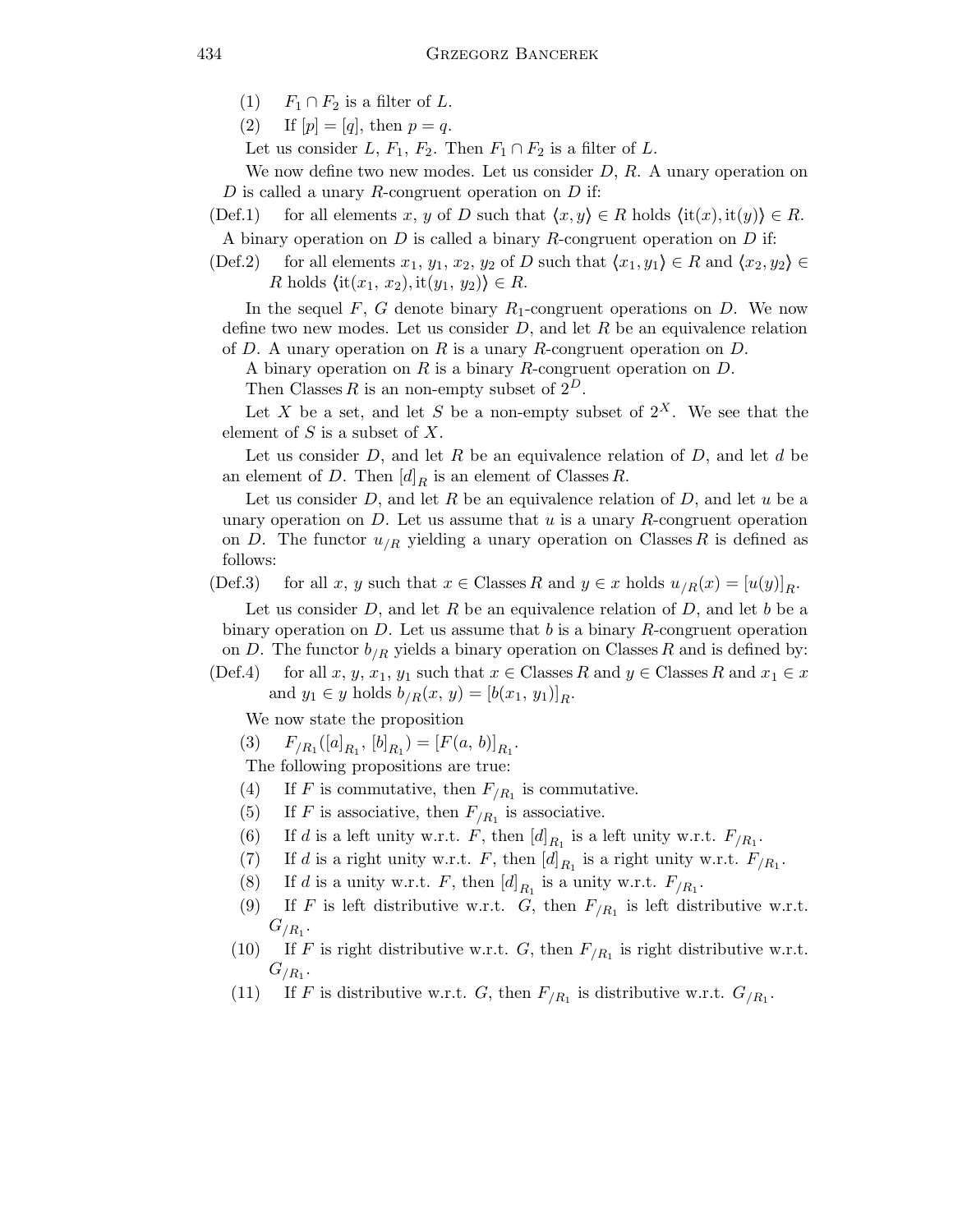(1) $F_1 \cap F_2$ is a filter of $L$.

(2) If $[p] = [q]$, then $p = q$.

Let us consider $L$, $F_1$, $F_2$. Then $F_1 \cap F_2$ is a filter of $L$.

We now define two new modes. Let us consider $D$, $R$. A unary operation on $D$ is called a unary $R$-congruent operation on $D$ if:

(Def.1) for all elements $x$, $y$ of $D$ such that $\langle x, y \rangle \in R$ holds $\langle \mathrm{it}(x), \mathrm{it}(y) \rangle \in R$.

A binary operation on $D$ is called a binary $R$-congruent operation on $D$ if:

(Def.2) for all elements $x_1$, $y_1$, $x_2$, $y_2$ of $D$ such that $\langle x_1, y_1 \rangle \in R$ and $\langle x_2, y_2 \rangle \in R$ holds $\langle \mathrm{it}(x_1, x_2), \mathrm{it}(y_1, y_2) \rangle \in R$.

In the sequel $F$, $G$ denote binary $R_1$-congruent operations on $D$. We now define two new modes. Let us consider $D$, and let $R$ be an equivalence relation of $D$. A unary operation on $R$ is a unary $R$-congruent operation on $D$.

A binary operation on $R$ is a binary $R$-congruent operation on $D$.

Then Classes $R$ is an non-empty subset of $2^D$.

Let $X$ be a set, and let $S$ be a non-empty subset of $2^X$. We see that the element of $S$ is a subset of $X$.

Let us consider $D$, and let $R$ be an equivalence relation of $D$, and let $d$ be an element of $D$. Then $[d]_R$ is an element of Classes $R$.

Let us consider $D$, and let $R$ be an equivalence relation of $D$, and let $u$ be a unary operation on $D$. Let us assume that $u$ is a unary $R$-congruent operation on $D$. The functor $u_{/R}$ yielding a unary operation on Classes $R$ is defined as follows:

(Def.3) for all $x$, $y$ such that $x \in$ Classes $R$ and $y \in x$ holds $u_{/R}(x) = [u(y)]_R$.

Let us consider $D$, and let $R$ be an equivalence relation of $D$, and let $b$ be a binary operation on $D$. Let us assume that $b$ is a binary $R$-congruent operation on $D$. The functor $b_{/R}$ yields a binary operation on Classes $R$ and is defined by:

(Def.4) for all $x$, $y$, $x_1$, $y_1$ such that $x \in$ Classes $R$ and $y \in$ Classes $R$ and $x_1 \in x$ and $y_1 \in y$ holds $b_{/R}(x, y) = [b(x_1, y_1)]_R$.

We now state the proposition

(3) $F_{/R_1}([a]_{R_1}, [b]_{R_1}) = [F(a, b)]_{R_1}$.

The following propositions are true:

(4) If $F$ is commutative, then $F_{/R_1}$ is commutative.

(5) If $F$ is associative, then $F_{/R_1}$ is associative.

(6) If $d$ is a left unity w.r.t. $F$, then $[d]_{R_1}$ is a left unity w.r.t. $F_{/R_1}$.

(7) If $d$ is a right unity w.r.t. $F$, then $[d]_{R_1}$ is a right unity w.r.t. $F_{/R_1}$.

(8) If $d$ is a unity w.r.t. $F$, then $[d]_{R_1}$ is a unity w.r.t. $F_{/R_1}$.

(9) If $F$ is left distributive w.r.t. $G$, then $F_{/R_1}$ is left distributive w.r.t. $G_{/R_1}$.

(10) If $F$ is right distributive w.r.t. $G$, then $F_{/R_1}$ is right distributive w.r.t. $G_{/R_1}$.

(11) If $F$ is distributive w.r.t. $G$, then $F_{/R_1}$ is distributive w.r.t. $G_{/R_1}$.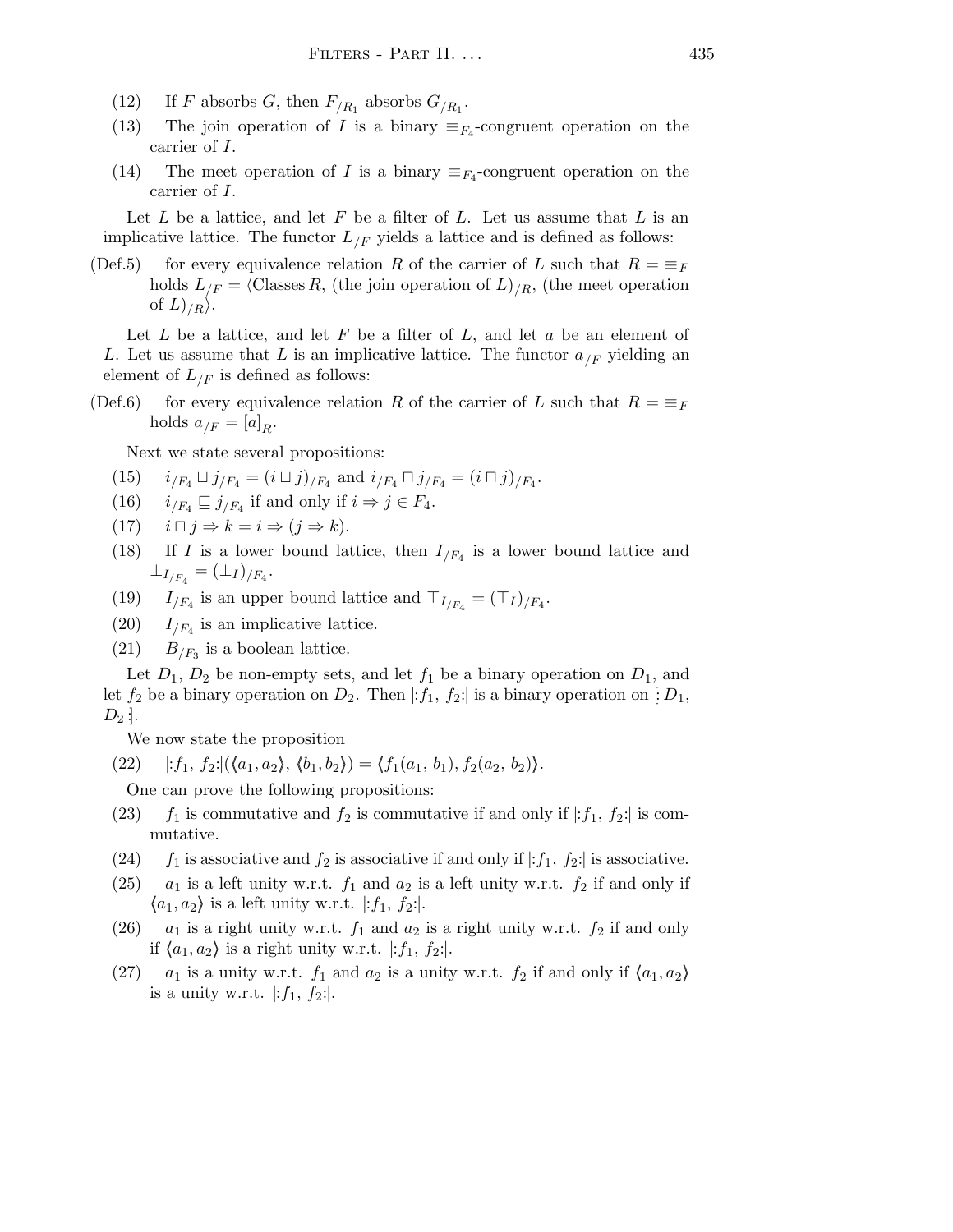(12) If $F$ absorbs $G$, then $F_{/R_1}$ absorbs $G_{/R_1}$.

(13) The join operation of $I$ is a binary $\equiv_{F_4}$-congruent operation on the carrier of $I$.

(14) The meet operation of $I$ is a binary $\equiv_{F_4}$-congruent operation on the carrier of $I$.

Let $L$ be a lattice, and let $F$ be a filter of $L$. Let us assume that $L$ is an implicative lattice. The functor $L_{/F}$ yields a lattice and is defined as follows:

(Def.5) for every equivalence relation $R$ of the carrier of $L$ such that $R = \equiv_F$ holds $L_{/F} = \langle \text{Classes}\, R$, (the join operation of $L)_{/R}$, (the meet operation of $L)_{/R}\rangle$.

Let $L$ be a lattice, and let $F$ be a filter of $L$, and let $a$ be an element of $L$. Let us assume that $L$ is an implicative lattice. The functor $a_{/F}$ yielding an element of $L_{/F}$ is defined as follows:

(Def.6) for every equivalence relation $R$ of the carrier of $L$ such that $R = \equiv_F$ holds $a_{/F} = [a]_R$.

Next we state several propositions:

(15) $i_{/F_4} \sqcup j_{/F_4} = (i \sqcup j)_{/F_4}$ and $i_{/F_4} \sqcap j_{/F_4} = (i \sqcap j)_{/F_4}$.

(16) $i_{/F_4} \sqsubseteq j_{/F_4}$ if and only if $i \Rightarrow j \in F_4$.

(17) $i \sqcap j \Rightarrow k = i \Rightarrow (j \Rightarrow k)$.

(18) If $I$ is a lower bound lattice, then $I_{/F_4}$ is a lower bound lattice and $\perp_{I_{/F_4}} = (\perp_I)_{/F_4}$.

(19) $I_{/F_4}$ is an upper bound lattice and $\top_{I_{/F_4}} = (\top_I)_{/F_4}$.

(20) $I_{/F_4}$ is an implicative lattice.

(21) $B_{/F_3}$ is a boolean lattice.

Let $D_1$, $D_2$ be non-empty sets, and let $f_1$ be a binary operation on $D_1$, and let $f_2$ be a binary operation on $D_2$. Then $|\!: f_1, f_2 :\!|$ is a binary operation on $[\!: D_1, D_2 :\!]$.

We now state the proposition

(22) $|\!: f_1, f_2 :\!|(\langle a_1, a_2\rangle, \langle b_1, b_2\rangle) = \langle f_1(a_1, b_1), f_2(a_2, b_2)\rangle$.

One can prove the following propositions:

(23) $f_1$ is commutative and $f_2$ is commutative if and only if $|\!: f_1, f_2 :\!|$ is commutative.

(24) $f_1$ is associative and $f_2$ is associative if and only if $|\!: f_1, f_2 :\!|$ is associative.

(25) $a_1$ is a left unity w.r.t. $f_1$ and $a_2$ is a left unity w.r.t. $f_2$ if and only if $\langle a_1, a_2\rangle$ is a left unity w.r.t. $|\!: f_1, f_2 :\!|$.

(26) $a_1$ is a right unity w.r.t. $f_1$ and $a_2$ is a right unity w.r.t. $f_2$ if and only if $\langle a_1, a_2\rangle$ is a right unity w.r.t. $|\!: f_1, f_2 :\!|$.

(27) $a_1$ is a unity w.r.t. $f_1$ and $a_2$ is a unity w.r.t. $f_2$ if and only if $\langle a_1, a_2\rangle$ is a unity w.r.t. $|\!: f_1, f_2 :\!|$.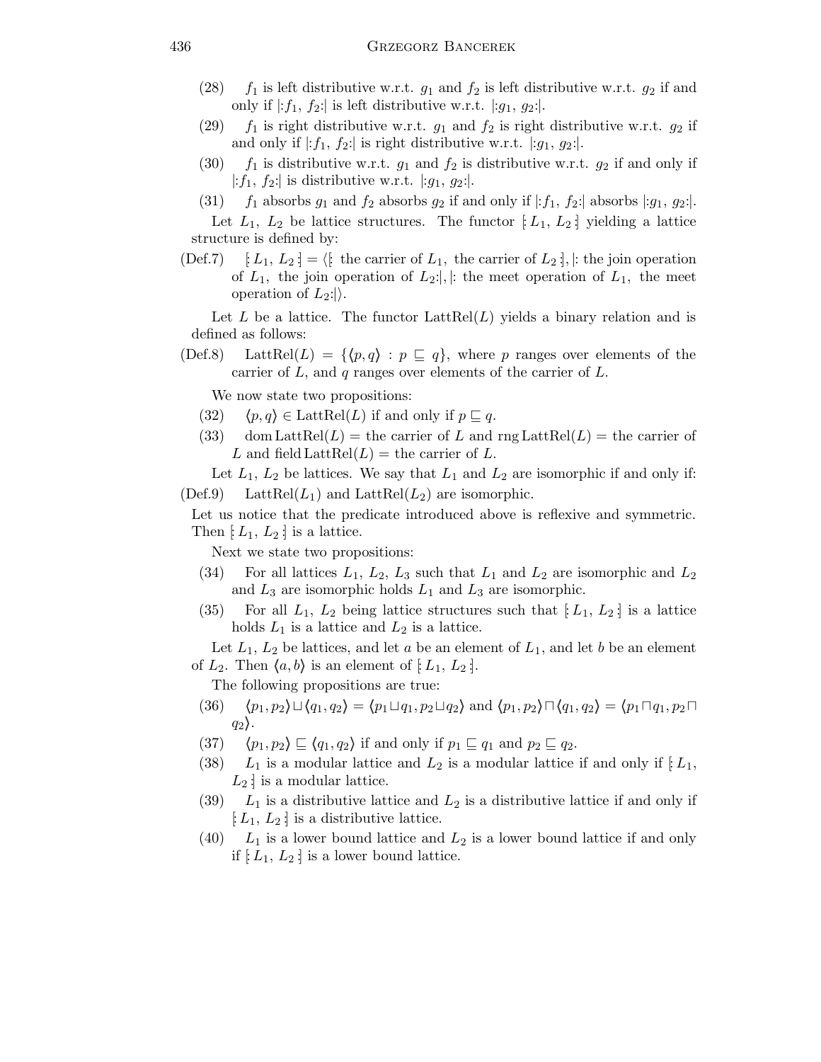(28) $f_1$ is left distributive w.r.t. $g_1$ and $f_2$ is left distributive w.r.t. $g_2$ if and only if $|\!:f_1, f_2:\!|$ is left distributive w.r.t. $|\!:g_1, g_2:\!|$.

(29) $f_1$ is right distributive w.r.t. $g_1$ and $f_2$ is right distributive w.r.t. $g_2$ if and only if $|\!:f_1, f_2:\!|$ is right distributive w.r.t. $|\!:g_1, g_2:\!|$.

(30) $f_1$ is distributive w.r.t. $g_1$ and $f_2$ is distributive w.r.t. $g_2$ if and only if $|\!:f_1, f_2:\!|$ is distributive w.r.t. $|\!:g_1, g_2:\!|$.

(31) $f_1$ absorbs $g_1$ and $f_2$ absorbs $g_2$ if and only if $|\!:f_1, f_2:\!|$ absorbs $|\!:g_1, g_2:\!|$.

Let $L_1$, $L_2$ be lattice structures. The functor $[\!: L_1, L_2 :\!]$ yielding a lattice structure is defined by:

(Def.7) $[\!: L_1, L_2 :\!] = \langle [\!:$ the carrier of $L_1$, the carrier of $L_2 :\!], |\!:$ the join operation of $L_1$, the join operation of $L_2:\!|, |\!:$ the meet operation of $L_1$, the meet operation of $L_2:\!|\rangle$.

Let $L$ be a lattice. The functor $\mathrm{LattRel}(L)$ yields a binary relation and is defined as follows:

(Def.8) $\mathrm{LattRel}(L) = \{\langle p, q\rangle : p \sqsubseteq q\}$, where $p$ ranges over elements of the carrier of $L$, and $q$ ranges over elements of the carrier of $L$.

We now state two propositions:

(32) $\langle p, q\rangle \in \mathrm{LattRel}(L)$ if and only if $p \sqsubseteq q$.

(33) $\mathrm{dom}\,\mathrm{LattRel}(L) =$ the carrier of $L$ and $\mathrm{rng}\,\mathrm{LattRel}(L) =$ the carrier of $L$ and $\mathrm{field}\,\mathrm{LattRel}(L) =$ the carrier of $L$.

Let $L_1$, $L_2$ be lattices. We say that $L_1$ and $L_2$ are isomorphic if and only if:

(Def.9) $\mathrm{LattRel}(L_1)$ and $\mathrm{LattRel}(L_2)$ are isomorphic.

Let us notice that the predicate introduced above is reflexive and symmetric. Then $[\!: L_1, L_2 :\!]$ is a lattice.

Next we state two propositions:

(34) For all lattices $L_1$, $L_2$, $L_3$ such that $L_1$ and $L_2$ are isomorphic and $L_2$ and $L_3$ are isomorphic holds $L_1$ and $L_3$ are isomorphic.

(35) For all $L_1$, $L_2$ being lattice structures such that $[\!: L_1, L_2 :\!]$ is a lattice holds $L_1$ is a lattice and $L_2$ is a lattice.

Let $L_1$, $L_2$ be lattices, and let $a$ be an element of $L_1$, and let $b$ be an element of $L_2$. Then $\langle a, b\rangle$ is an element of $[\!: L_1, L_2 :\!]$.

The following propositions are true:

(36) $\langle p_1, p_2\rangle \sqcup \langle q_1, q_2\rangle = \langle p_1 \sqcup q_1, p_2 \sqcup q_2\rangle$ and $\langle p_1, p_2\rangle \sqcap \langle q_1, q_2\rangle = \langle p_1 \sqcap q_1, p_2 \sqcap q_2\rangle$.

(37) $\langle p_1, p_2\rangle \sqsubseteq \langle q_1, q_2\rangle$ if and only if $p_1 \sqsubseteq q_1$ and $p_2 \sqsubseteq q_2$.

(38) $L_1$ is a modular lattice and $L_2$ is a modular lattice if and only if $[\!: L_1, L_2 :\!]$ is a modular lattice.

(39) $L_1$ is a distributive lattice and $L_2$ is a distributive lattice if and only if $[\!: L_1, L_2 :\!]$ is a distributive lattice.

(40) $L_1$ is a lower bound lattice and $L_2$ is a lower bound lattice if and only if $[\!: L_1, L_2 :\!]$ is a lower bound lattice.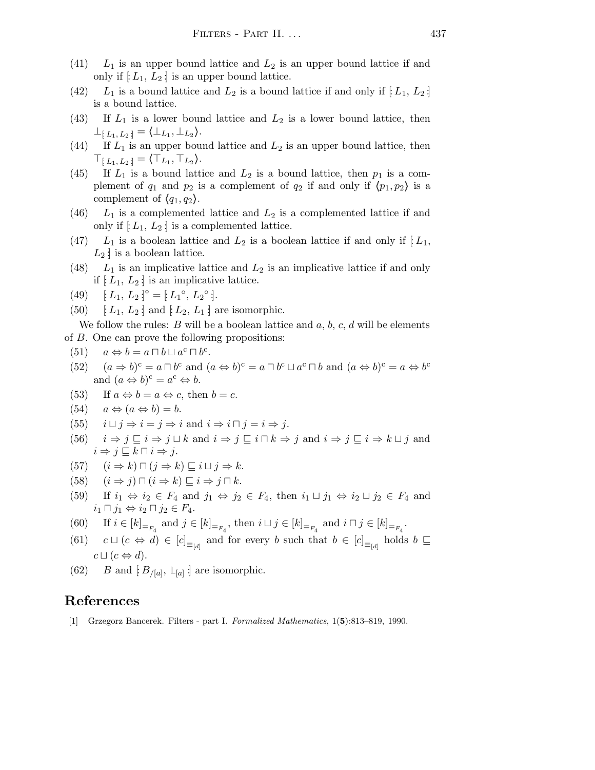(41) $L_1$ is an upper bound lattice and $L_2$ is an upper bound lattice if and only if $[\!: L_1, L_2 :\!]$ is an upper bound lattice.

(42) $L_1$ is a bound lattice and $L_2$ is a bound lattice if and only if $[\!: L_1, L_2 :\!]$ is a bound lattice.

(43) If $L_1$ is a lower bound lattice and $L_2$ is a lower bound lattice, then $\perp_{[\!: L_1, L_2 :\!]} = \langle \perp_{L_1}, \perp_{L_2} \rangle$.

(44) If $L_1$ is an upper bound lattice and $L_2$ is an upper bound lattice, then $\top_{[\!: L_1, L_2 :\!]} = \langle \top_{L_1}, \top_{L_2} \rangle$.

(45) If $L_1$ is a bound lattice and $L_2$ is a bound lattice, then $p_1$ is a complement of $q_1$ and $p_2$ is a complement of $q_2$ if and only if $\langle p_1, p_2 \rangle$ is a complement of $\langle q_1, q_2 \rangle$.

(46) $L_1$ is a complemented lattice and $L_2$ is a complemented lattice if and only if $[\!: L_1, L_2 :\!]$ is a complemented lattice.

(47) $L_1$ is a boolean lattice and $L_2$ is a boolean lattice if and only if $[\!: L_1, L_2 :\!]$ is a boolean lattice.

(48) $L_1$ is an implicative lattice and $L_2$ is an implicative lattice if and only if $[\!: L_1, L_2 :\!]$ is an implicative lattice.

(49) $[\!: L_1, L_2 :\!]^\circ = [\!: {L_1}^\circ, {L_2}^\circ :\!]$.

(50) $[\!: L_1, L_2 :\!]$ and $[\!: L_2, L_1 :\!]$ are isomorphic.

We follow the rules: $B$ will be a boolean lattice and $a$, $b$, $c$, $d$ will be elements of $B$. One can prove the following propositions:

(51) $a \Leftrightarrow b = a \sqcap b \sqcup a^{\rm c} \sqcap b^{\rm c}$.

(52) $(a \Rightarrow b)^{\rm c} = a \sqcap b^{\rm c}$ and $(a \Leftrightarrow b)^{\rm c} = a \sqcap b^{\rm c} \sqcup a^{\rm c} \sqcap b$ and $(a \Leftrightarrow b)^{\rm c} = a \Leftrightarrow b^{\rm c}$ and $(a \Leftrightarrow b)^{\rm c} = a^{\rm c} \Leftrightarrow b$.

(53) If $a \Leftrightarrow b = a \Leftrightarrow c$, then $b = c$.

(54) $a \Leftrightarrow (a \Leftrightarrow b) = b$.

(55) $i \sqcup j \Rightarrow i = j \Rightarrow i$ and $i \Rightarrow i \sqcap j = i \Rightarrow j$.

(56) $i \Rightarrow j \sqsubseteq i \Rightarrow j \sqcup k$ and $i \Rightarrow j \sqsubseteq i \sqcap k \Rightarrow j$ and $i \Rightarrow j \sqsubseteq i \Rightarrow k \sqcup j$ and $i \Rightarrow j \sqsubseteq k \sqcap i \Rightarrow j$.

(57) $(i \Rightarrow k) \sqcap (j \Rightarrow k) \sqsubseteq i \sqcup j \Rightarrow k$.

(58) $(i \Rightarrow j) \sqcap (i \Rightarrow k) \sqsubseteq i \Rightarrow j \sqcap k$.

(59) If $i_1 \Leftrightarrow i_2 \in F_4$ and $j_1 \Leftrightarrow j_2 \in F_4$, then $i_1 \sqcup j_1 \Leftrightarrow i_2 \sqcup j_2 \in F_4$ and $i_1 \sqcap j_1 \Leftrightarrow i_2 \sqcap j_2 \in F_4$.

(60) If $i \in [k]_{\equiv_{F_4}}$ and $j \in [k]_{\equiv_{F_4}}$, then $i \sqcup j \in [k]_{\equiv_{F_4}}$ and $i \sqcap j \in [k]_{\equiv_{F_4}}$.

(61) $c \sqcup (c \Leftrightarrow d) \in [c]_{\equiv_{[d]}}$ and for every $b$ such that $b \in [c]_{\equiv_{[d]}}$ holds $b \sqsubseteq c \sqcup (c \Leftrightarrow d)$.

(62) $B$ and $[\!: B_{/[a]}, \mathbb{L}_{[a]} :\!]$ are isomorphic.

## References

[1] Grzegorz Bancerek. Filters - part I. *Formalized Mathematics*, 1(**5**):813–819, 1990.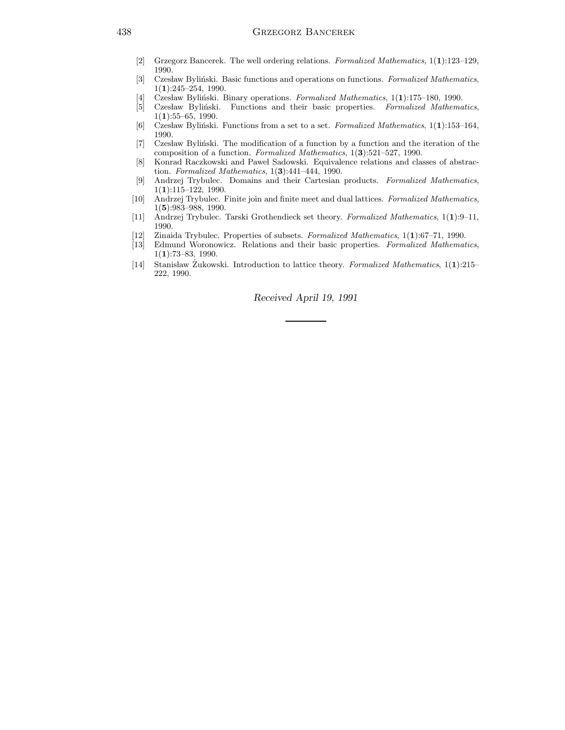[2] Grzegorz Bancerek. The well ordering relations. *Formalized Mathematics*, 1(**1**):123–129, 1990.

[3] Czesław Byliński. Basic functions and operations on functions. *Formalized Mathematics*, 1(**1**):245–254, 1990.

[4] Czesław Byliński. Binary operations. *Formalized Mathematics*, 1(**1**):175–180, 1990.

[5] Czesław Byliński. Functions and their basic properties. *Formalized Mathematics*, 1(**1**):55–65, 1990.

[6] Czesław Byliński. Functions from a set to a set. *Formalized Mathematics*, 1(**1**):153–164, 1990.

[7] Czesław Byliński. The modification of a function by a function and the iteration of the composition of a function. *Formalized Mathematics*, 1(**3**):521–527, 1990.

[8] Konrad Raczkowski and Paweł Sadowski. Equivalence relations and classes of abstraction. *Formalized Mathematics*, 1(**3**):441–444, 1990.

[9] Andrzej Trybulec. Domains and their Cartesian products. *Formalized Mathematics*, 1(**1**):115–122, 1990.

[10] Andrzej Trybulec. Finite join and finite meet and dual lattices. *Formalized Mathematics*, 1(**5**):983–988, 1990.

[11] Andrzej Trybulec. Tarski Grothendieck set theory. *Formalized Mathematics*, 1(**1**):9–11, 1990.

[12] Zinaida Trybulec. Properties of subsets. *Formalized Mathematics*, 1(**1**):67–71, 1990.

[13] Edmund Woronowicz. Relations and their basic properties. *Formalized Mathematics*, 1(**1**):73–83, 1990.

[14] Stanisław Żukowski. Introduction to lattice theory. *Formalized Mathematics*, 1(**1**):215–222, 1990.

*Received April 19, 1991*